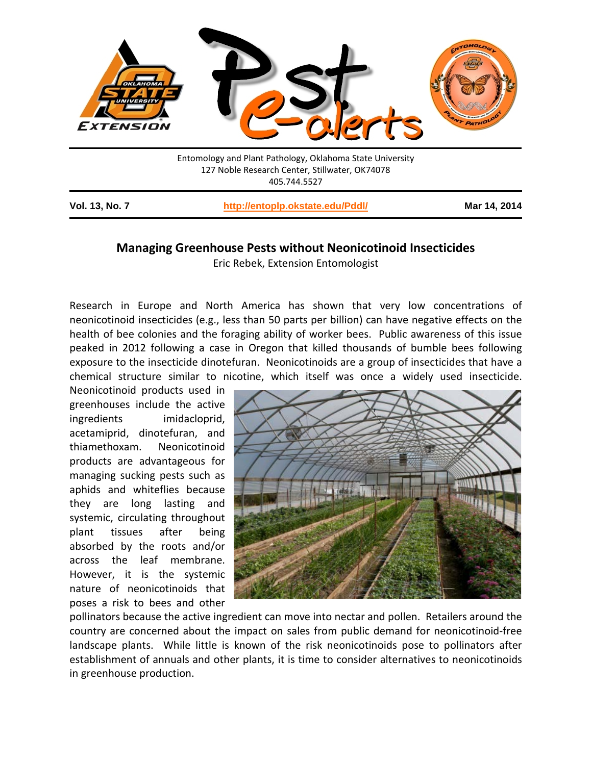Entomology and Plant Pathology, Oklahoma State University
127 Noble Research Center, Stillwater, OK74078
405.744.5527

**Vol. 13, No. 7** | **http://entoplp.okstate.edu/Pddl/** | **Mar 14, 2014**

# Managing Greenhouse Pests without Neonicotinoid Insecticides

Eric Rebek, Extension Entomologist

Research in Europe and North America has shown that very low concentrations of neonicotinoid insecticides (e.g., less than 50 parts per billion) can have negative effects on the health of bee colonies and the foraging ability of worker bees. Public awareness of this issue peaked in 2012 following a case in Oregon that killed thousands of bumble bees following exposure to the insecticide dinotefuran. Neonicotinoids are a group of insecticides that have a chemical structure similar to nicotine, which itself was once a widely used insecticide. Neonicotinoid products used in greenhouses include the active ingredients imidacloprid, acetamiprid, dinotefuran, and thiamethoxam. Neonicotinoid products are advantageous for managing sucking pests such as aphids and whiteflies because they are long lasting and systemic, circulating throughout plant tissues after being absorbed by the roots and/or across the leaf membrane. However, it is the systemic nature of neonicotinoids that poses a risk to bees and other pollinators because the active ingredient can move into nectar and pollen. Retailers around the country are concerned about the impact on sales from public demand for neonicotinoid-free landscape plants. While little is known of the risk neonicotinoids pose to pollinators after establishment of annuals and other plants, it is time to consider alternatives to neonicotinoids in greenhouse production.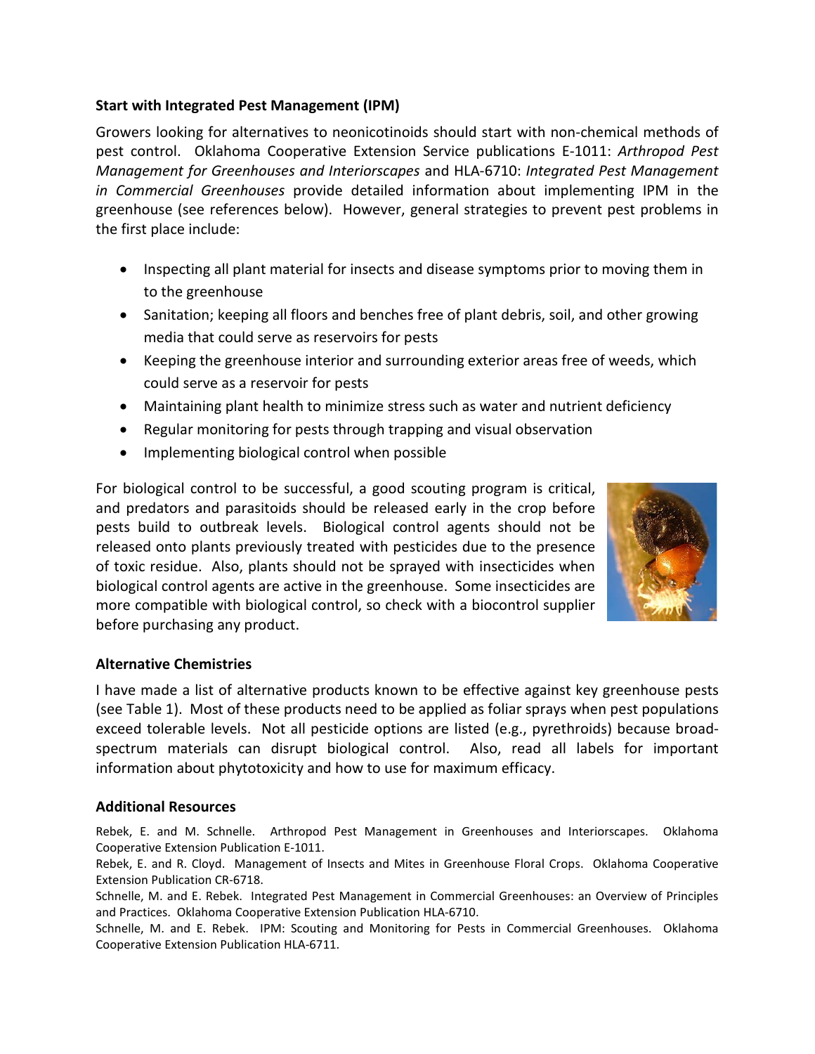### Start with Integrated Pest Management (IPM)

Growers looking for alternatives to neonicotinoids should start with non-chemical methods of pest control. Oklahoma Cooperative Extension Service publications E-1011: *Arthropod Pest Management for Greenhouses and Interiorscapes* and HLA-6710: *Integrated Pest Management in Commercial Greenhouses* provide detailed information about implementing IPM in the greenhouse (see references below). However, general strategies to prevent pest problems in the first place include:

- Inspecting all plant material for insects and disease symptoms prior to moving them in to the greenhouse
- Sanitation; keeping all floors and benches free of plant debris, soil, and other growing media that could serve as reservoirs for pests
- Keeping the greenhouse interior and surrounding exterior areas free of weeds, which could serve as a reservoir for pests
- Maintaining plant health to minimize stress such as water and nutrient deficiency
- Regular monitoring for pests through trapping and visual observation
- Implementing biological control when possible

For biological control to be successful, a good scouting program is critical, and predators and parasitoids should be released early in the crop before pests build to outbreak levels. Biological control agents should not be released onto plants previously treated with pesticides due to the presence of toxic residue. Also, plants should not be sprayed with insecticides when biological control agents are active in the greenhouse. Some insecticides are more compatible with biological control, so check with a biocontrol supplier before purchasing any product.

### Alternative Chemistries

I have made a list of alternative products known to be effective against key greenhouse pests (see Table 1). Most of these products need to be applied as foliar sprays when pest populations exceed tolerable levels. Not all pesticide options are listed (e.g., pyrethroids) because broad-spectrum materials can disrupt biological control. Also, read all labels for important information about phytotoxicity and how to use for maximum efficacy.

### Additional Resources

Rebek, E. and M. Schnelle. Arthropod Pest Management in Greenhouses and Interiorscapes. Oklahoma Cooperative Extension Publication E-1011.

Rebek, E. and R. Cloyd. Management of Insects and Mites in Greenhouse Floral Crops. Oklahoma Cooperative Extension Publication CR-6718.

Schnelle, M. and E. Rebek. Integrated Pest Management in Commercial Greenhouses: an Overview of Principles and Practices. Oklahoma Cooperative Extension Publication HLA-6710.

Schnelle, M. and E. Rebek. IPM: Scouting and Monitoring for Pests in Commercial Greenhouses. Oklahoma Cooperative Extension Publication HLA-6711.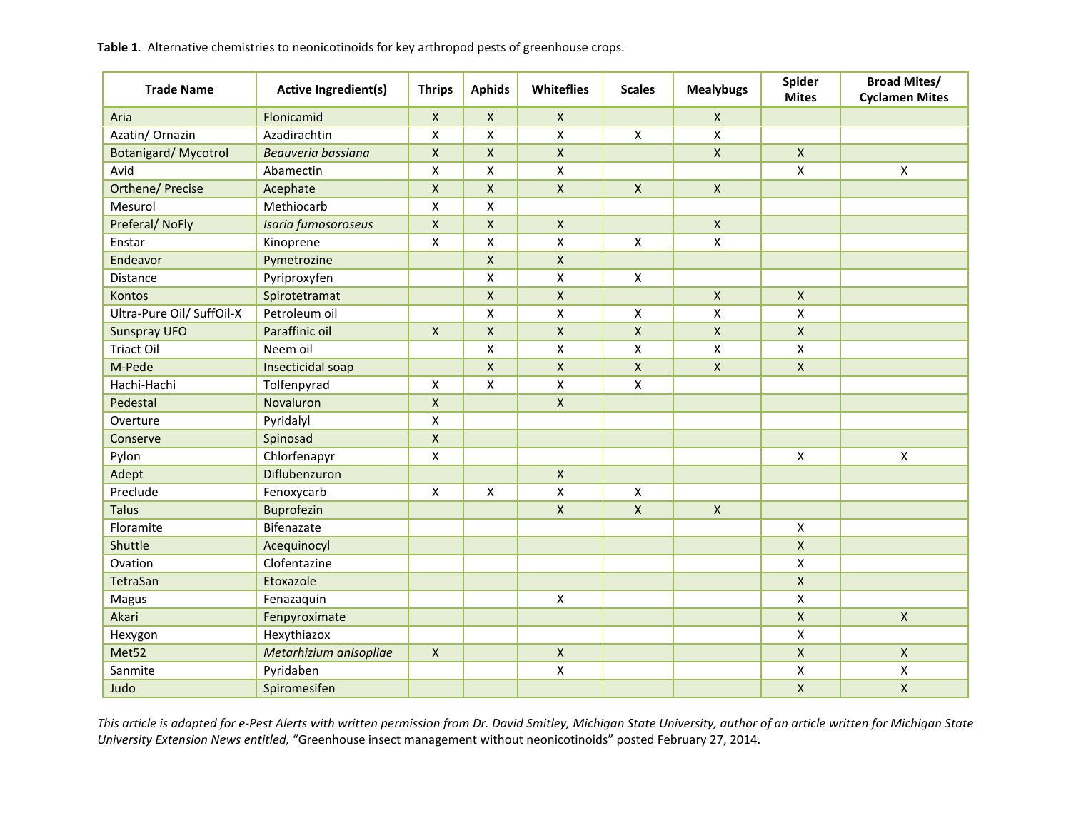**Table 1**. Alternative chemistries to neonicotinoids for key arthropod pests of greenhouse crops.

| Trade Name | Active Ingredient(s) | Thrips | Aphids | Whiteflies | Scales | Mealybugs | Spider Mites | Broad Mites/ Cyclamen Mites |
|---|---|---|---|---|---|---|---|---|
| Aria | Flonicamid | X | X | X | | X | | |
| Azatin/ Ornazin | Azadirachtin | X | X | X | X | X | | |
| Botanigard/ Mycotrol | *Beauveria bassiana* | X | X | X | | X | X | |
| Avid | Abamectin | X | X | X | | | X | X |
| Orthene/ Precise | Acephate | X | X | X | X | X | | |
| Mesurol | Methiocarb | X | X | | | | | |
| Preferal/ NoFly | *Isaria fumosoroseus* | X | X | X | | X | | |
| Enstar | Kinoprene | X | X | X | X | X | | |
| Endeavor | Pymetrozine | | X | X | | | | |
| Distance | Pyriproxyfen | | X | X | X | | | |
| Kontos | Spirotetramat | | X | X | | X | X | |
| Ultra-Pure Oil/ SuffOil-X | Petroleum oil | | X | X | X | X | X | |
| Sunspray UFO | Paraffinic oil | X | X | X | X | X | X | |
| Triact Oil | Neem oil | | X | X | X | X | X | |
| M-Pede | Insecticidal soap | | X | X | X | X | X | |
| Hachi-Hachi | Tolfenpyrad | X | X | X | X | | | |
| Pedestal | Novaluron | X | | X | | | | |
| Overture | Pyridalyl | X | | | | | | |
| Conserve | Spinosad | X | | | | | | |
| Pylon | Chlorfenapyr | X | | | | | X | X |
| Adept | Diflubenzuron | | | X | | | | |
| Preclude | Fenoxycarb | X | X | X | X | | | |
| Talus | Buprofezin | | | X | X | X | | |
| Floramite | Bifenazate | | | | | | X | |
| Shuttle | Acequinocyl | | | | | | X | |
| Ovation | Clofentazine | | | | | | X | |
| TetraSan | Etoxazole | | | | | | X | |
| Magus | Fenazaquin | | | X | | | X | |
| Akari | Fenpyroximate | | | | | | X | X |
| Hexygon | Hexythiazox | | | | | | X | |
| Met52 | *Metarhizium anisopliae* | X | | X | | | X | X |
| Sanmite | Pyridaben | | | X | | | X | X |
| Judo | Spiromesifen | | | | | | X | X |

*This article is adapted for e-Pest Alerts with written permission from Dr. David Smitley, Michigan State University, author of an article written for Michigan State University Extension News entitled,* "Greenhouse insect management without neonicotinoids" posted February 27, 2014.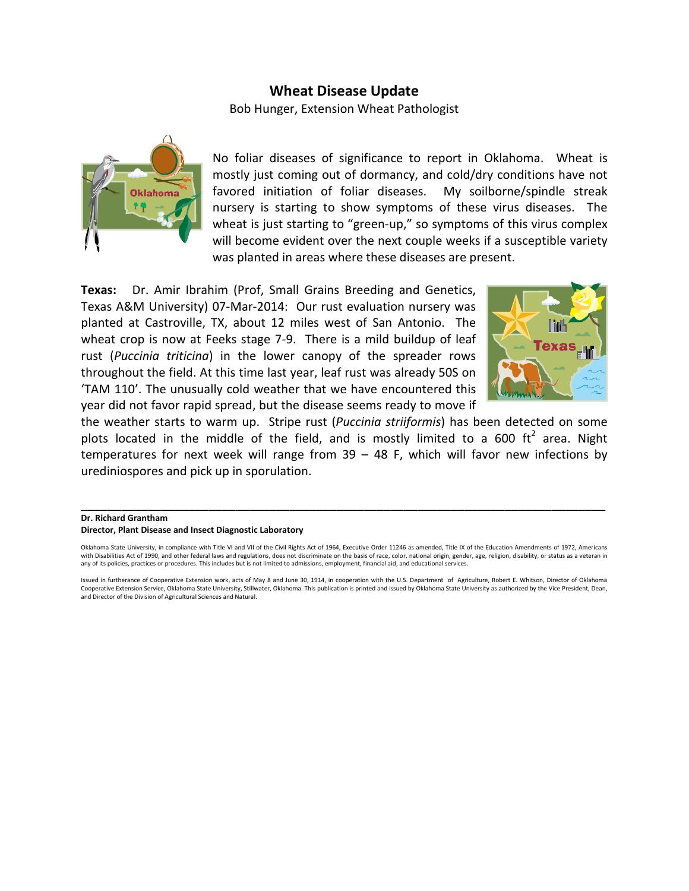## Wheat Disease Update

Bob Hunger, Extension Wheat Pathologist

No foliar diseases of significance to report in Oklahoma. Wheat is mostly just coming out of dormancy, and cold/dry conditions have not favored initiation of foliar diseases. My soilborne/spindle streak nursery is starting to show symptoms of these virus diseases. The wheat is just starting to "green-up," so symptoms of this virus complex will become evident over the next couple weeks if a susceptible variety was planted in areas where these diseases are present.

**Texas:** Dr. Amir Ibrahim (Prof, Small Grains Breeding and Genetics, Texas A&M University) 07-Mar-2014: Our rust evaluation nursery was planted at Castroville, TX, about 12 miles west of San Antonio. The wheat crop is now at Feeks stage 7-9. There is a mild buildup of leaf rust (*Puccinia triticina*) in the lower canopy of the spreader rows throughout the field. At this time last year, leaf rust was already 50S on 'TAM 110'. The unusually cold weather that we have encountered this year did not favor rapid spread, but the disease seems ready to move if the weather starts to warm up. Stripe rust (*Puccinia striiformis*) has been detected on some plots located in the middle of the field, and is mostly limited to a 600 $ft^2$ area. Night temperatures for next week will range from 39 – 48 F, which will favor new infections by urediniospores and pick up in sporulation.

---

**Dr. Richard Grantham**
**Director, Plant Disease and Insect Diagnostic Laboratory**

Oklahoma State University, in compliance with Title VI and VII of the Civil Rights Act of 1964, Executive Order 11246 as amended, Title IX of the Education Amendments of 1972, Americans with Disabilities Act of 1990, and other federal laws and regulations, does not discriminate on the basis of race, color, national origin, gender, age, religion, disability, or status as a veteran in any of its policies, practices or procedures. This includes but is not limited to admissions, employment, financial aid, and educational services.

Issued in furtherance of Cooperative Extension work, acts of May 8 and June 30, 1914, in cooperation with the U.S. Department of Agriculture, Robert E. Whitson, Director of Oklahoma Cooperative Extension Service, Oklahoma State University, Stillwater, Oklahoma. This publication is printed and issued by Oklahoma State University as authorized by the Vice President, Dean, and Director of the Division of Agricultural Sciences and Natural.